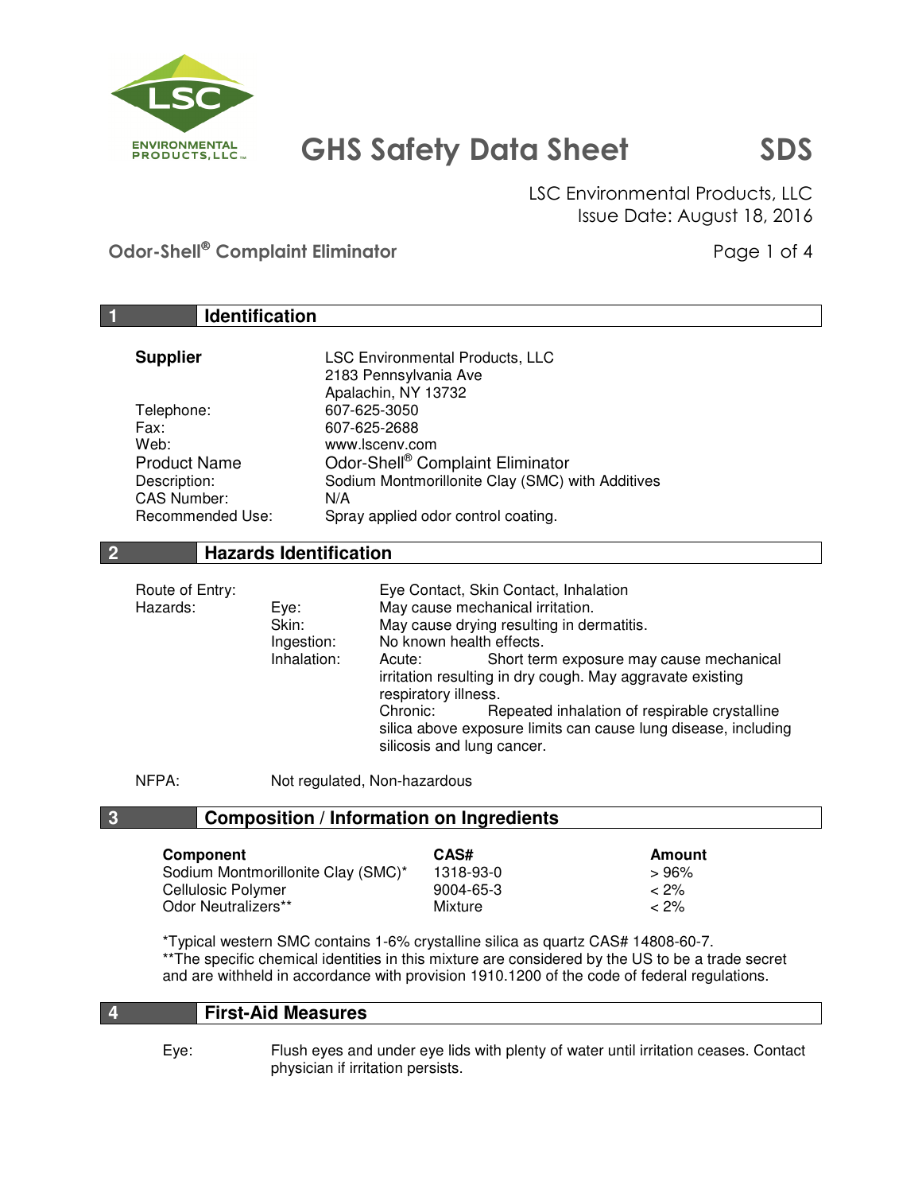# GHS Safety Data Sheet — SDS

LSC Environmental Products, LLC
Issue Date: August 18, 2016

**Odor-Shell® Complaint Eliminator**

## 1 Identification

| | |
|---|---|
| **Supplier** | LSC Environmental Products, LLC<br>2183 Pennsylvania Ave<br>Apalachin, NY 13732 |
| Telephone: | 607-625-3050 |
| Fax: | 607-625-2688 |
| Web: | www.lscenv.com |
| Product Name | Odor-Shell® Complaint Eliminator |
| Description: | Sodium Montmorillonite Clay (SMC) with Additives |
| CAS Number: | N/A |
| Recommended Use: | Spray applied odor control coating. |

## 2 Hazards Identification

Route of Entry: Eye Contact, Skin Contact, Inhalation

Hazards:

- **Eye:** May cause mechanical irritation.
- **Skin:** May cause drying resulting in dermatitis.
- **Ingestion:** No known health effects.
- **Inhalation:**
  - Acute: Short term exposure may cause mechanical irritation resulting in dry cough. May aggravate existing respiratory illness.
  - Chronic: Repeated inhalation of respirable crystalline silica above exposure limits can cause lung disease, including silicosis and lung cancer.

NFPA: Not regulated, Non-hazardous

## 3 Composition / Information on Ingredients

| Component | CAS# | Amount |
|---|---|---|
| Sodium Montmorillonite Clay (SMC)* | 1318-93-0 | > 96% |
| Cellulosic Polymer | 9004-65-3 | < 2% |
| Odor Neutralizers** | Mixture | < 2% |

*Typical western SMC contains 1-6% crystalline silica as quartz CAS# 14808-60-7.
**The specific chemical identities in this mixture are considered by the US to be a trade secret and are withheld in accordance with provision 1910.1200 of the code of federal regulations.

## 4 First-Aid Measures

Eye: Flush eyes and under eye lids with plenty of water until irritation ceases. Contact physician if irritation persists.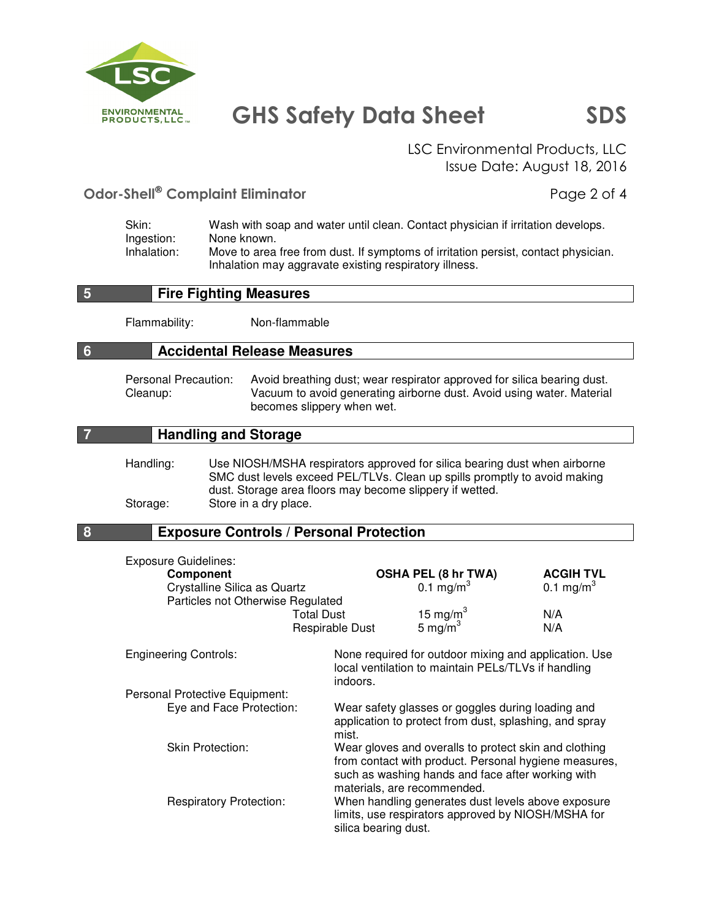Skin: Wash with soap and water until clean. Contact physician if irritation develops.
Ingestion: None known.
Inhalation: Move to area free from dust. If symptoms of irritation persist, contact physician. Inhalation may aggravate existing respiratory illness.

## 5 Fire Fighting Measures

Flammability: Non-flammable

## 6 Accidental Release Measures

Personal Precaution: Avoid breathing dust; wear respirator approved for silica bearing dust.
Cleanup: Vacuum to avoid generating airborne dust. Avoid using water. Material becomes slippery when wet.

## 7 Handling and Storage

Handling: Use NIOSH/MSHA respirators approved for silica bearing dust when airborne SMC dust levels exceed PEL/TLVs. Clean up spills promptly to avoid making dust. Storage area floors may become slippery if wetted.
Storage: Store in a dry place.

## 8 Exposure Controls / Personal Protection

Exposure Guidelines:

| Component | | OSHA PEL (8 hr TWA) | ACGIH TVL |
|---|---|---|---|
| Crystalline Silica as Quartz | | 0.1 mg/m$^3$ | 0.1 mg/m$^3$ |
| Particles not Otherwise Regulated | | | |
| | Total Dust | 15 mg/m$^3$ | N/A |
| | Respirable Dust | 5 mg/m$^3$ | N/A |

Engineering Controls: None required for outdoor mixing and application. Use local ventilation to maintain PELs/TLVs if handling indoors.

Personal Protective Equipment:

- Eye and Face Protection: Wear safety glasses or goggles during loading and application to protect from dust, splashing, and spray mist.
- Skin Protection: Wear gloves and overalls to protect skin and clothing from contact with product. Personal hygiene measures, such as washing hands and face after working with materials, are recommended.
- Respiratory Protection: When handling generates dust levels above exposure limits, use respirators approved by NIOSH/MSHA for silica bearing dust.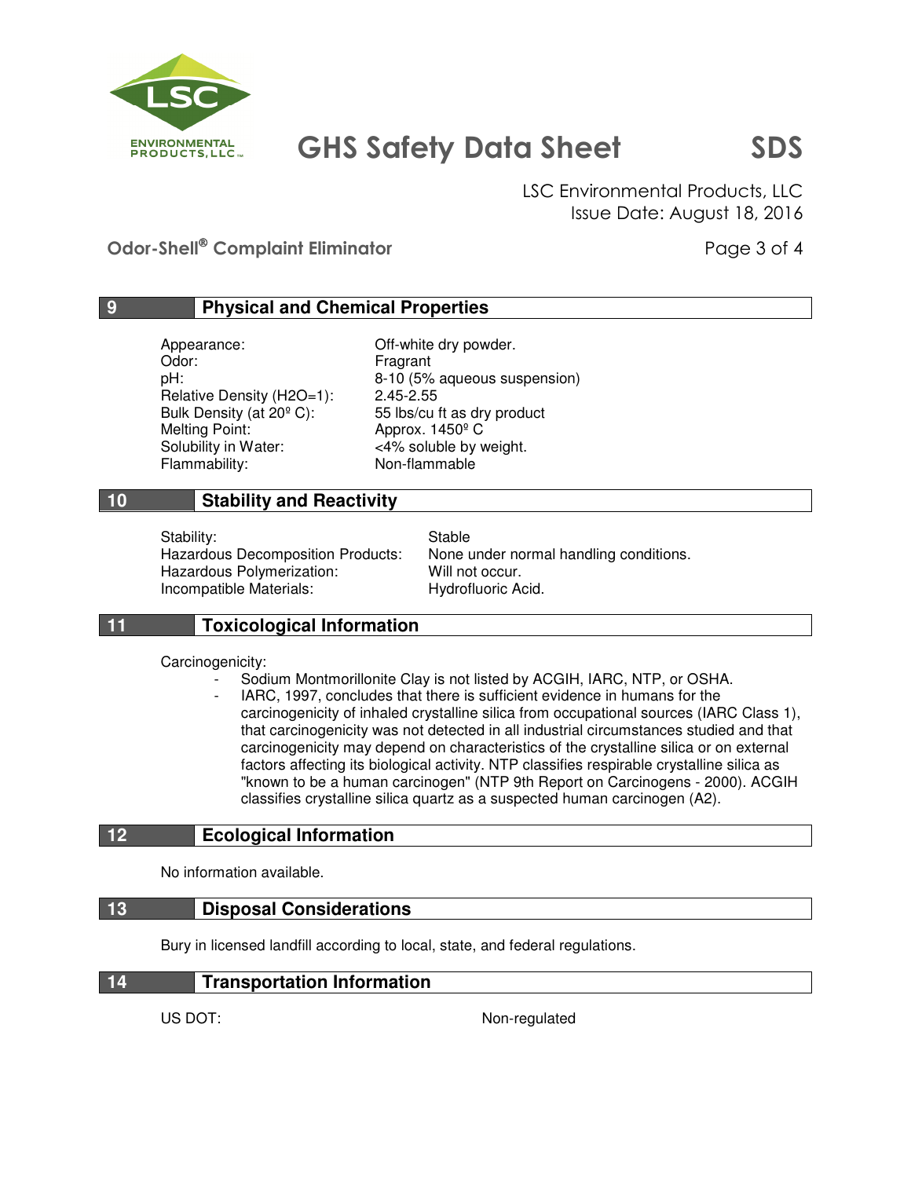## 9 Physical and Chemical Properties

| | |
|---|---|
| Appearance: | Off-white dry powder. |
| Odor: | Fragrant |
| pH: | 8-10 (5% aqueous suspension) |
| Relative Density ($H_2O$=1): | 2.45-2.55 |
| Bulk Density (at 20º C): | 55 lbs/cu ft as dry product |
| Melting Point: | Approx. 1450º C |
| Solubility in Water: | <4% soluble by weight. |
| Flammability: | Non-flammable |

## 10 Stability and Reactivity

| | |
|---|---|
| Stability: | Stable |
| Hazardous Decomposition Products: | None under normal handling conditions. |
| Hazardous Polymerization: | Will not occur. |
| Incompatible Materials: | Hydrofluoric Acid. |

## 11 Toxicological Information

Carcinogenicity:

- Sodium Montmorillonite Clay is not listed by ACGIH, IARC, NTP, or OSHA.
- IARC, 1997, concludes that there is sufficient evidence in humans for the carcinogenicity of inhaled crystalline silica from occupational sources (IARC Class 1), that carcinogenicity was not detected in all industrial circumstances studied and that carcinogenicity may depend on characteristics of the crystalline silica or on external factors affecting its biological activity. NTP classifies respirable crystalline silica as "known to be a human carcinogen" (NTP 9th Report on Carcinogens - 2000). ACGIH classifies crystalline silica quartz as a suspected human carcinogen (A2).

## 12 Ecological Information

No information available.

## 13 Disposal Considerations

Bury in licensed landfill according to local, state, and federal regulations.

## 14 Transportation Information

| | |
|---|---|
| US DOT: | Non-regulated |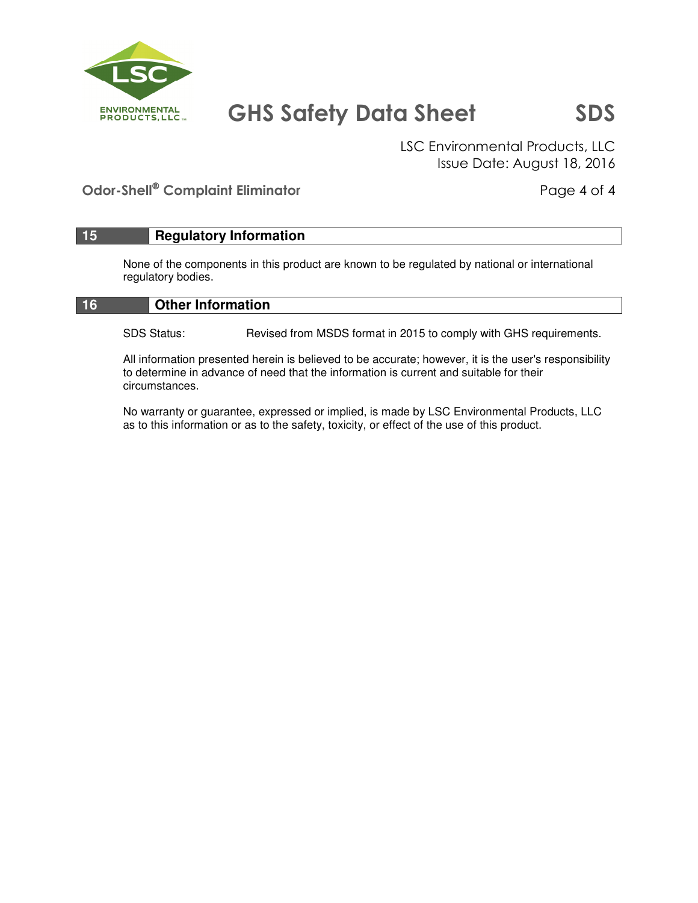## 15 Regulatory Information

None of the components in this product are known to be regulated by national or international regulatory bodies.

## 16 Other Information

SDS Status: Revised from MSDS format in 2015 to comply with GHS requirements.

All information presented herein is believed to be accurate; however, it is the user's responsibility to determine in advance of need that the information is current and suitable for their circumstances.

No warranty or guarantee, expressed or implied, is made by LSC Environmental Products, LLC as to this information or as to the safety, toxicity, or effect of the use of this product.